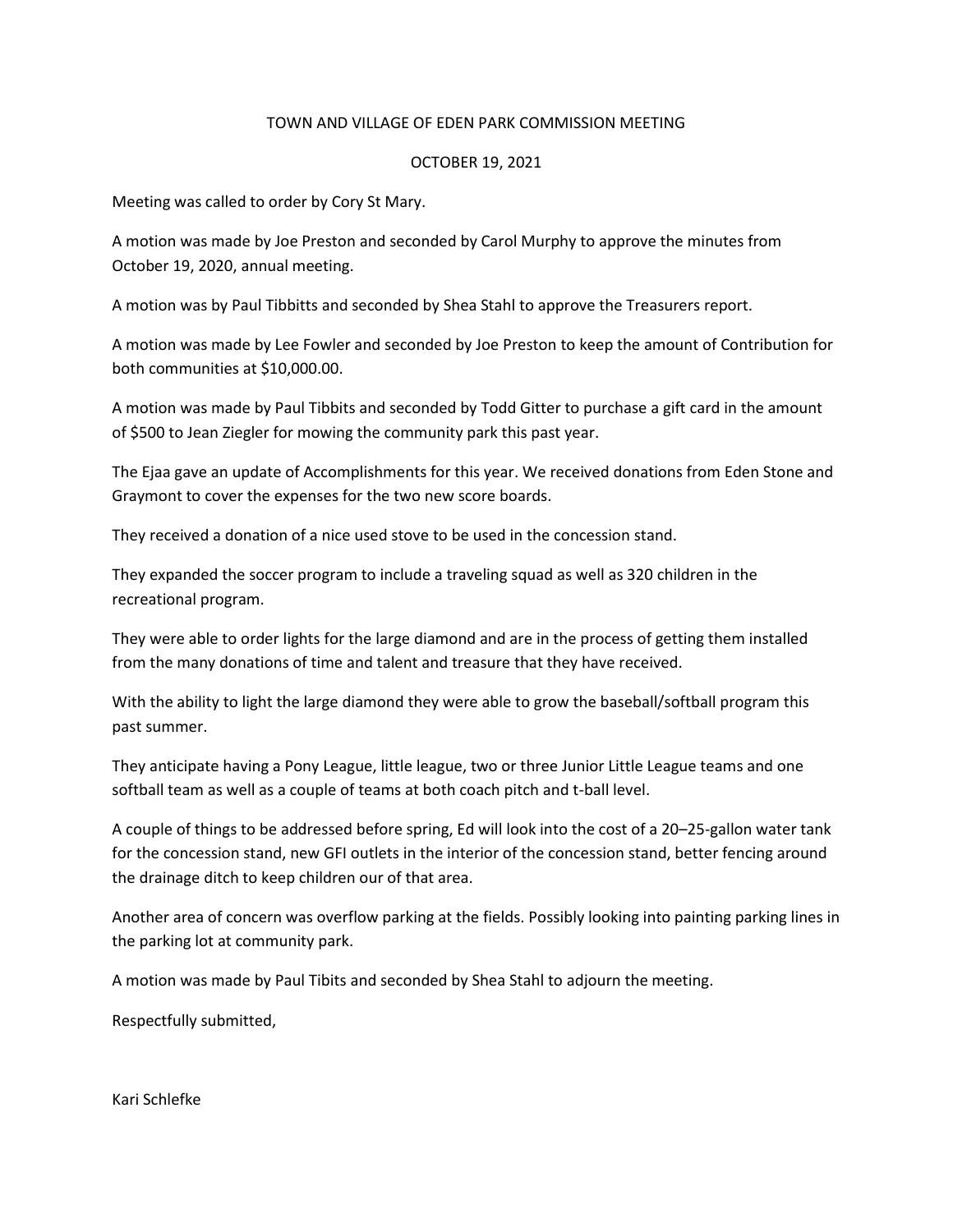# TOWN AND VILLAGE OF EDEN PARK COMMISSION MEETING

## OCTOBER 19, 2021

Meeting was called to order by Cory St Mary.

A motion was made by Joe Preston and seconded by Carol Murphy to approve the minutes from October 19, 2020, annual meeting.

A motion was by Paul Tibbitts and seconded by Shea Stahl to approve the Treasurers report.

A motion was made by Lee Fowler and seconded by Joe Preston to keep the amount of Contribution for both communities at $10,000.00.

A motion was made by Paul Tibbits and seconded by Todd Gitter to purchase a gift card in the amount of $500 to Jean Ziegler for mowing the community park this past year.

The Ejaa gave an update of Accomplishments for this year. We received donations from Eden Stone and Graymont to cover the expenses for the two new score boards.

They received a donation of a nice used stove to be used in the concession stand.

They expanded the soccer program to include a traveling squad as well as 320 children in the recreational program.

They were able to order lights for the large diamond and are in the process of getting them installed from the many donations of time and talent and treasure that they have received.

With the ability to light the large diamond they were able to grow the baseball/softball program this past summer.

They anticipate having a Pony League, little league, two or three Junior Little League teams and one softball team as well as a couple of teams at both coach pitch and t-ball level.

A couple of things to be addressed before spring, Ed will look into the cost of a 20–25-gallon water tank for the concession stand, new GFI outlets in the interior of the concession stand, better fencing around the drainage ditch to keep children our of that area.

Another area of concern was overflow parking at the fields. Possibly looking into painting parking lines in the parking lot at community park.

A motion was made by Paul Tibits and seconded by Shea Stahl to adjourn the meeting.

Respectfully submitted,

Kari Schlefke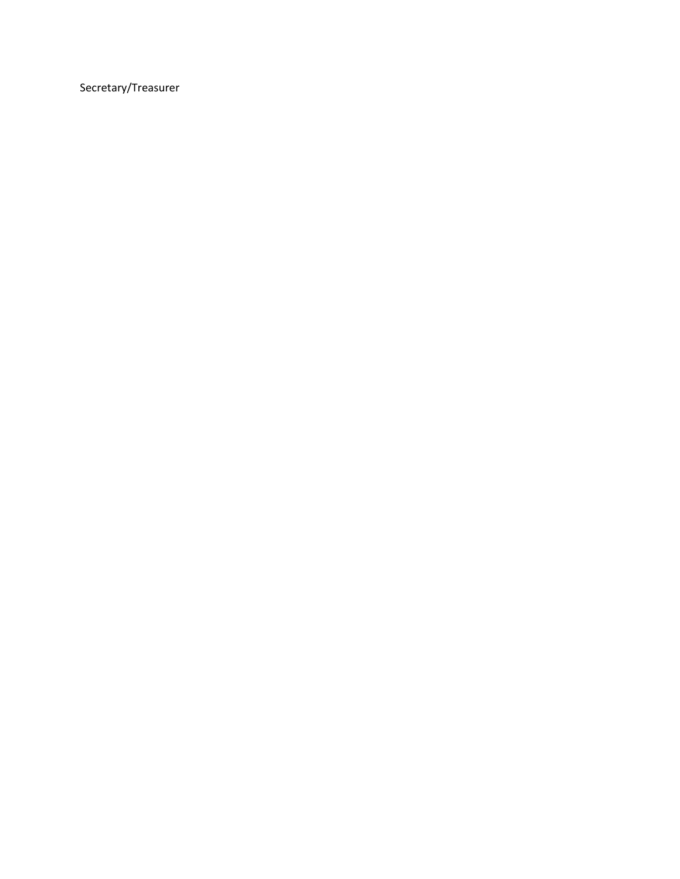Secretary/Treasurer